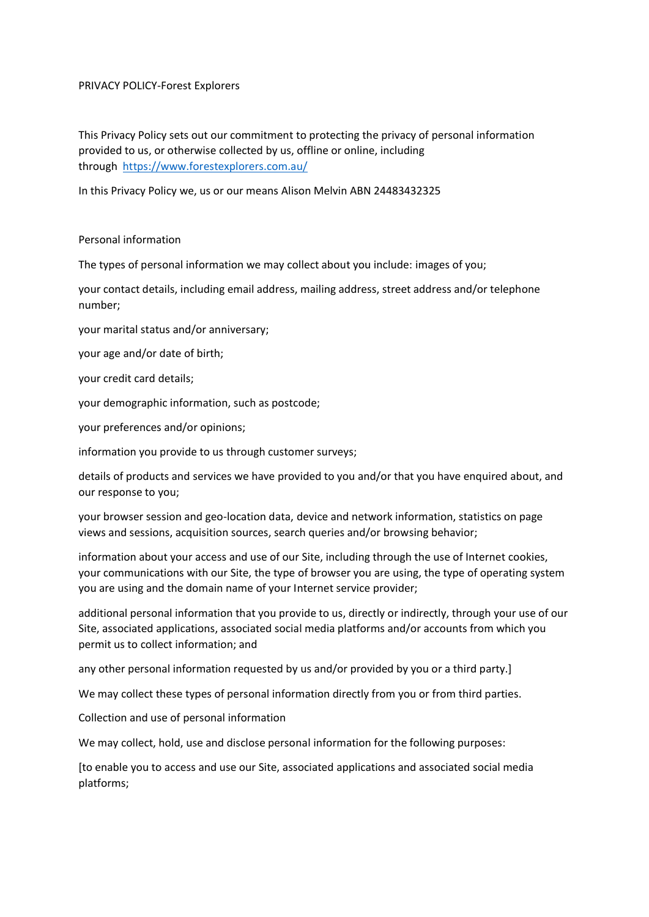# PRIVACY POLICY-Forest Explorers

This Privacy Policy sets out our commitment to protecting the privacy of personal information provided to us, or otherwise collected by us, offline or online, including through [https://www.forestexplorers.com.au/](https://www.forestexplorers.com.au/)

In this Privacy Policy we, us or our means Alison Melvin ABN 24483432325

## Personal information

The types of personal information we may collect about you include: images of you;

your contact details, including email address, mailing address, street address and/or telephone number;

your marital status and/or anniversary;

your age and/or date of birth;

your credit card details;

your demographic information, such as postcode;

your preferences and/or opinions;

information you provide to us through customer surveys;

details of products and services we have provided to you and/or that you have enquired about, and our response to you;

your browser session and geo-location data, device and network information, statistics on page views and sessions, acquisition sources, search queries and/or browsing behavior;

information about your access and use of our Site, including through the use of Internet cookies, your communications with our Site, the type of browser you are using, the type of operating system you are using and the domain name of your Internet service provider;

additional personal information that you provide to us, directly or indirectly, through your use of our Site, associated applications, associated social media platforms and/or accounts from which you permit us to collect information; and

any other personal information requested by us and/or provided by you or a third party.]

We may collect these types of personal information directly from you or from third parties.

## Collection and use of personal information

We may collect, hold, use and disclose personal information for the following purposes:

[to enable you to access and use our Site, associated applications and associated social media platforms;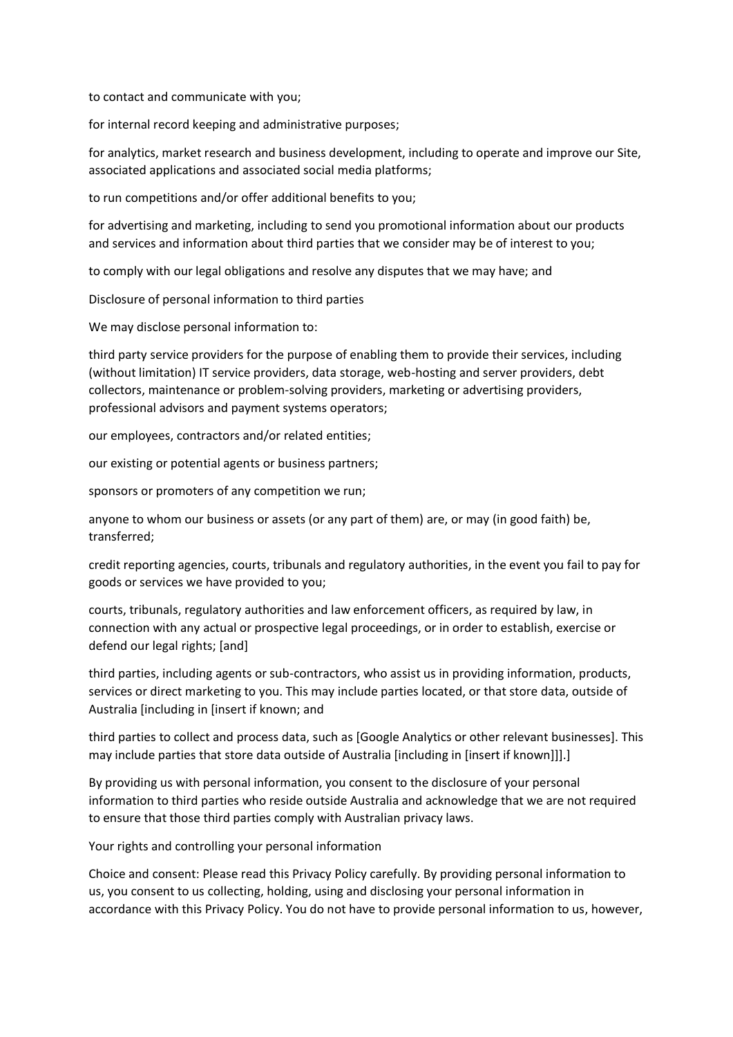to contact and communicate with you;

for internal record keeping and administrative purposes;

for analytics, market research and business development, including to operate and improve our Site, associated applications and associated social media platforms;

to run competitions and/or offer additional benefits to you;

for advertising and marketing, including to send you promotional information about our products and services and information about third parties that we consider may be of interest to you;

to comply with our legal obligations and resolve any disputes that we may have; and

## Disclosure of personal information to third parties

We may disclose personal information to:

third party service providers for the purpose of enabling them to provide their services, including (without limitation) IT service providers, data storage, web-hosting and server providers, debt collectors, maintenance or problem-solving providers, marketing or advertising providers, professional advisors and payment systems operators;

our employees, contractors and/or related entities;

our existing or potential agents or business partners;

sponsors or promoters of any competition we run;

anyone to whom our business or assets (or any part of them) are, or may (in good faith) be, transferred;

credit reporting agencies, courts, tribunals and regulatory authorities, in the event you fail to pay for goods or services we have provided to you;

courts, tribunals, regulatory authorities and law enforcement officers, as required by law, in connection with any actual or prospective legal proceedings, or in order to establish, exercise or defend our legal rights; [and]

third parties, including agents or sub-contractors, who assist us in providing information, products, services or direct marketing to you. This may include parties located, or that store data, outside of Australia [including in [insert if known; and

third parties to collect and process data, such as [Google Analytics or other relevant businesses]. This may include parties that store data outside of Australia [including in [insert if known]]].]

By providing us with personal information, you consent to the disclosure of your personal information to third parties who reside outside Australia and acknowledge that we are not required to ensure that those third parties comply with Australian privacy laws.

## Your rights and controlling your personal information

Choice and consent: Please read this Privacy Policy carefully. By providing personal information to us, you consent to us collecting, holding, using and disclosing your personal information in accordance with this Privacy Policy. You do not have to provide personal information to us, however,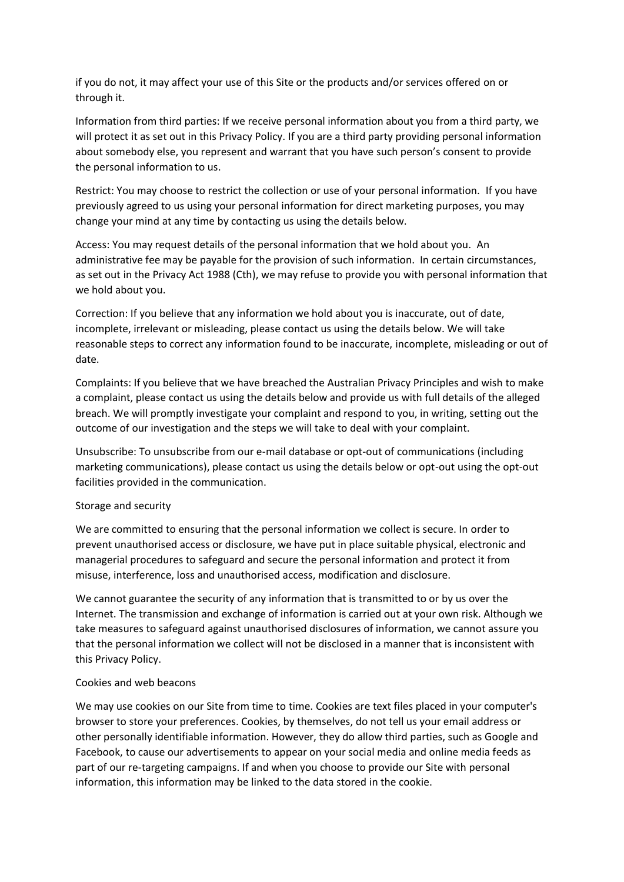if you do not, it may affect your use of this Site or the products and/or services offered on or through it.

Information from third parties: If we receive personal information about you from a third party, we will protect it as set out in this Privacy Policy. If you are a third party providing personal information about somebody else, you represent and warrant that you have such person's consent to provide the personal information to us.

Restrict: You may choose to restrict the collection or use of your personal information. If you have previously agreed to us using your personal information for direct marketing purposes, you may change your mind at any time by contacting us using the details below.

Access: You may request details of the personal information that we hold about you. An administrative fee may be payable for the provision of such information. In certain circumstances, as set out in the Privacy Act 1988 (Cth), we may refuse to provide you with personal information that we hold about you.

Correction: If you believe that any information we hold about you is inaccurate, out of date, incomplete, irrelevant or misleading, please contact us using the details below. We will take reasonable steps to correct any information found to be inaccurate, incomplete, misleading or out of date.

Complaints: If you believe that we have breached the Australian Privacy Principles and wish to make a complaint, please contact us using the details below and provide us with full details of the alleged breach. We will promptly investigate your complaint and respond to you, in writing, setting out the outcome of our investigation and the steps we will take to deal with your complaint.

Unsubscribe: To unsubscribe from our e-mail database or opt-out of communications (including marketing communications), please contact us using the details below or opt-out using the opt-out facilities provided in the communication.

## Storage and security

We are committed to ensuring that the personal information we collect is secure. In order to prevent unauthorised access or disclosure, we have put in place suitable physical, electronic and managerial procedures to safeguard and secure the personal information and protect it from misuse, interference, loss and unauthorised access, modification and disclosure.

We cannot guarantee the security of any information that is transmitted to or by us over the Internet. The transmission and exchange of information is carried out at your own risk. Although we take measures to safeguard against unauthorised disclosures of information, we cannot assure you that the personal information we collect will not be disclosed in a manner that is inconsistent with this Privacy Policy.

## Cookies and web beacons

We may use cookies on our Site from time to time. Cookies are text files placed in your computer's browser to store your preferences. Cookies, by themselves, do not tell us your email address or other personally identifiable information. However, they do allow third parties, such as Google and Facebook, to cause our advertisements to appear on your social media and online media feeds as part of our re-targeting campaigns. If and when you choose to provide our Site with personal information, this information may be linked to the data stored in the cookie.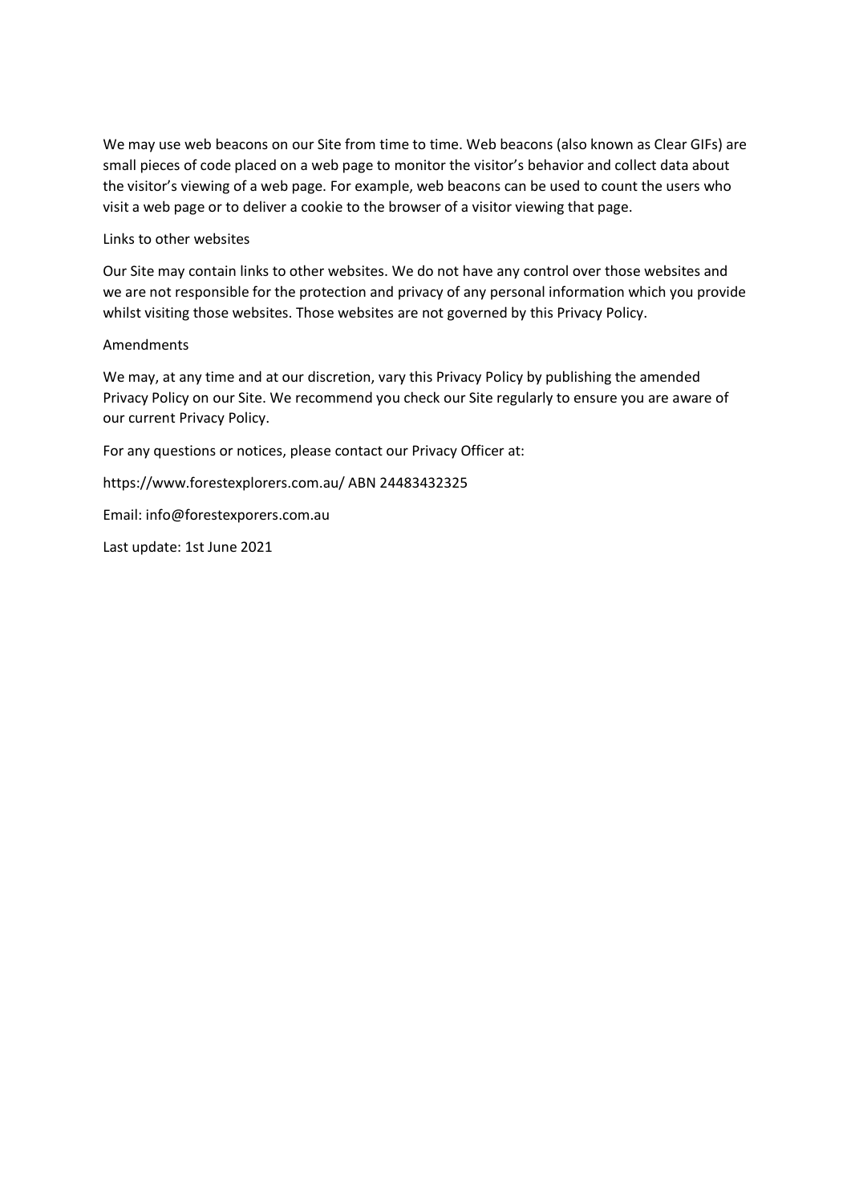We may use web beacons on our Site from time to time. Web beacons (also known as Clear GIFs) are small pieces of code placed on a web page to monitor the visitor's behavior and collect data about the visitor's viewing of a web page. For example, web beacons can be used to count the users who visit a web page or to deliver a cookie to the browser of a visitor viewing that page.

## Links to other websites

Our Site may contain links to other websites. We do not have any control over those websites and we are not responsible for the protection and privacy of any personal information which you provide whilst visiting those websites. Those websites are not governed by this Privacy Policy.

## Amendments

We may, at any time and at our discretion, vary this Privacy Policy by publishing the amended Privacy Policy on our Site. We recommend you check our Site regularly to ensure you are aware of our current Privacy Policy.

For any questions or notices, please contact our Privacy Officer at:

https://www.forestexplorers.com.au/ ABN 24483432325

Email: info@forestexporers.com.au

Last update: 1st June 2021